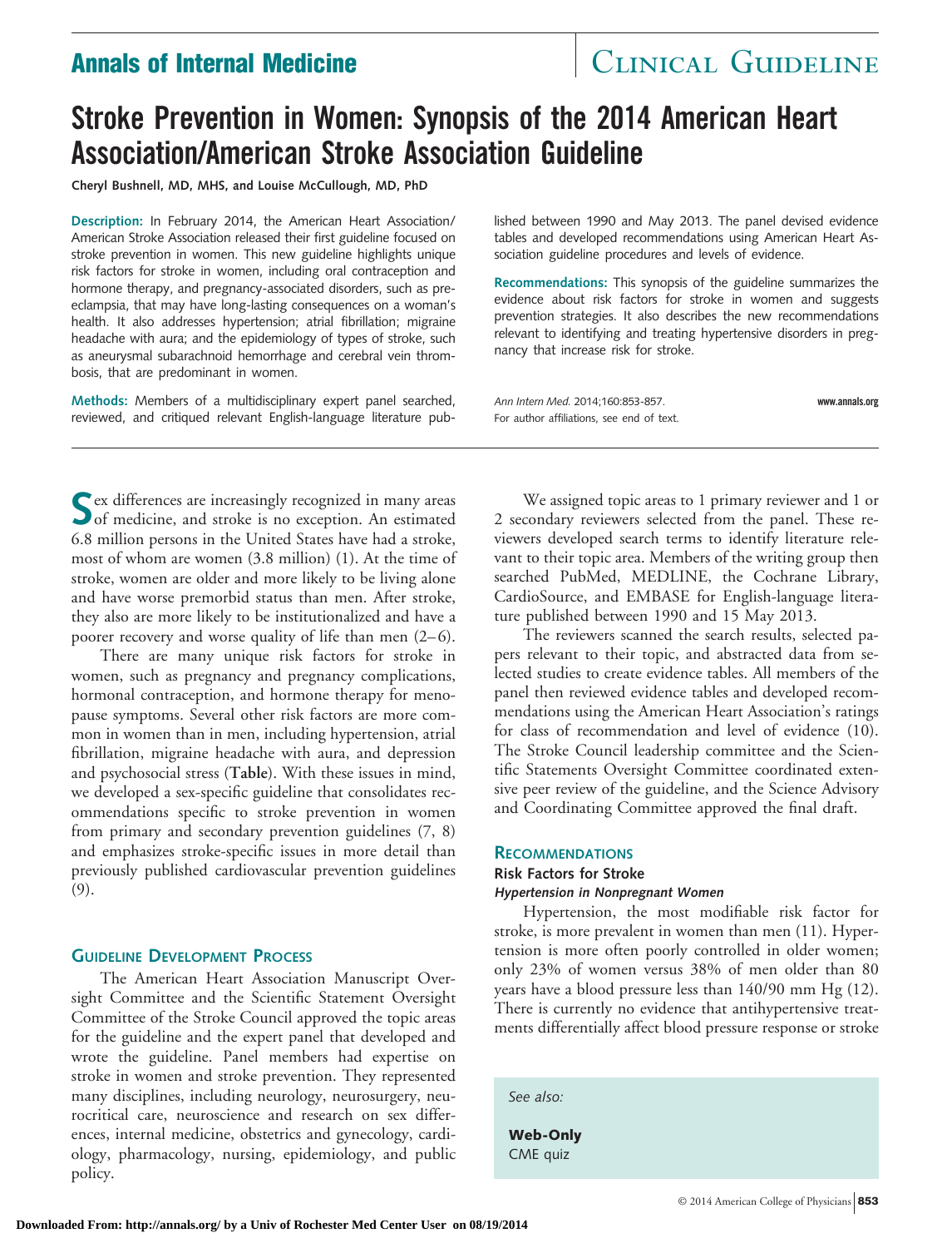# Stroke Prevention in Women: Synopsis of the 2014 American Heart Association/American Stroke Association Guideline

**Cheryl Bushnell, MD, MHS, and Louise McCullough, MD, PhD**

**Description:** In February 2014, the American Heart Association/American Stroke Association released their first guideline focused on stroke prevention in women. This new guideline highlights unique risk factors for stroke in women, including oral contraception and hormone therapy, and pregnancy-associated disorders, such as preeclampsia, that may have long-lasting consequences on a woman's health. It also addresses hypertension; atrial fibrillation; migraine headache with aura; and the epidemiology of types of stroke, such as aneurysmal subarachnoid hemorrhage and cerebral vein thrombosis, that are predominant in women.

**Methods:** Members of a multidisciplinary expert panel searched, reviewed, and critiqued relevant English-language literature published between 1990 and May 2013. The panel devised evidence tables and developed recommendations using American Heart Association guideline procedures and levels of evidence.

**Recommendations:** This synopsis of the guideline summarizes the evidence about risk factors for stroke in women and suggests prevention strategies. It also describes the new recommendations relevant to identifying and treating hypertensive disorders in pregnancy that increase risk for stroke.

*Ann Intern Med.* 2014;160:853-857.

For author affiliations, see end of text.

Sex differences are increasingly recognized in many areas of medicine, and stroke is no exception. An estimated 6.8 million persons in the United States have had a stroke, most of whom are women (3.8 million) (1). At the time of stroke, women are older and more likely to be living alone and have worse premorbid status than men. After stroke, they also are more likely to be institutionalized and have a poorer recovery and worse quality of life than men (2–6).

There are many unique risk factors for stroke in women, such as pregnancy and pregnancy complications, hormonal contraception, and hormone therapy for menopause symptoms. Several other risk factors are more common in women than in men, including hypertension, atrial fibrillation, migraine headache with aura, and depression and psychosocial stress (**Table**). With these issues in mind, we developed a sex-specific guideline that consolidates recommendations specific to stroke prevention in women from primary and secondary prevention guidelines (7, 8) and emphasizes stroke-specific issues in more detail than previously published cardiovascular prevention guidelines (9).

## Guideline Development Process

The American Heart Association Manuscript Oversight Committee and the Scientific Statement Oversight Committee of the Stroke Council approved the topic areas for the guideline and the expert panel that developed and wrote the guideline. Panel members had expertise on stroke in women and stroke prevention. They represented many disciplines, including neurology, neurosurgery, neurocritical care, neuroscience and research on sex differences, internal medicine, obstetrics and gynecology, cardiology, pharmacology, nursing, epidemiology, and public policy.

We assigned topic areas to 1 primary reviewer and 1 or 2 secondary reviewers selected from the panel. These reviewers developed search terms to identify literature relevant to their topic area. Members of the writing group then searched PubMed, MEDLINE, the Cochrane Library, CardioSource, and EMBASE for English-language literature published between 1990 and 15 May 2013.

The reviewers scanned the search results, selected papers relevant to their topic, and abstracted data from selected studies to create evidence tables. All members of the panel then reviewed evidence tables and developed recommendations using the American Heart Association's ratings for class of recommendation and level of evidence (10). The Stroke Council leadership committee and the Scientific Statements Oversight Committee coordinated extensive peer review of the guideline, and the Science Advisory and Coordinating Committee approved the final draft.

## Recommendations

### Risk Factors for Stroke

#### *Hypertension in Nonpregnant Women*

Hypertension, the most modifiable risk factor for stroke, is more prevalent in women than men (11). Hypertension is more often poorly controlled in older women; only 23% of women versus 38% of men older than 80 years have a blood pressure less than 140/90 mm Hg (12). There is currently no evidence that antihypertensive treatments differentially affect blood pressure response or stroke

*See also:*

**Web-Only**
CME quiz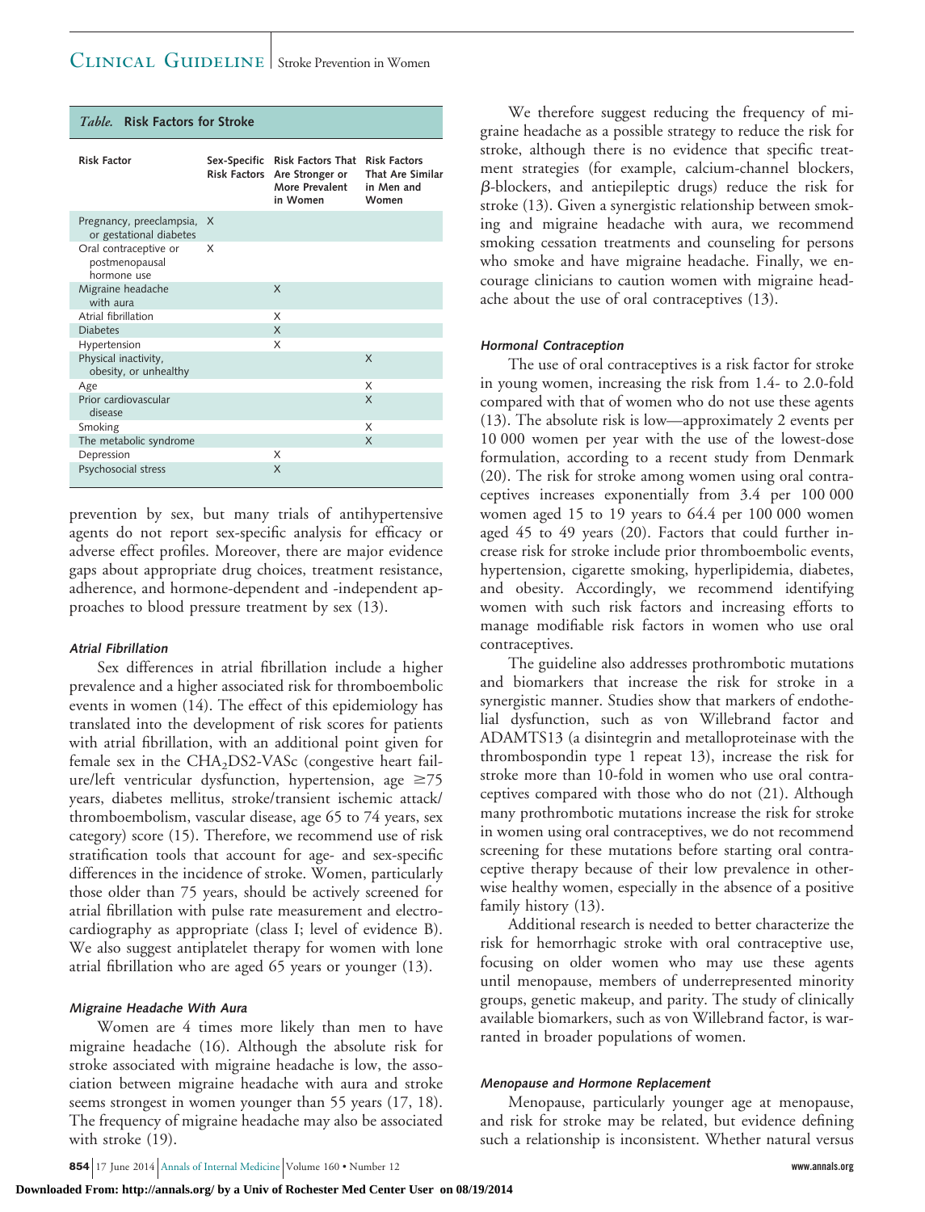*Table.* **Risk Factors for Stroke**

| Risk Factor | Sex-Specific Risk Factors | Risk Factors That Are Stronger or More Prevalent in Women | Risk Factors That Are Similar in Men and Women |
|---|---|---|---|
| Pregnancy, preeclampsia, or gestational diabetes | X | | |
| Oral contraceptive or postmenopausal hormone use | X | | |
| Migraine headache with aura | | X | |
| Atrial fibrillation | | X | |
| Diabetes | | X | |
| Hypertension | | X | |
| Physical inactivity, obesity, or unhealthy | | | X |
| Age | | | X |
| Prior cardiovascular disease | | | X |
| Smoking | | | X |
| The metabolic syndrome | | | X |
| Depression | | X | |
| Psychosocial stress | | X | |

prevention by sex, but many trials of antihypertensive agents do not report sex-specific analysis for efficacy or adverse effect profiles. Moreover, there are major evidence gaps about appropriate drug choices, treatment resistance, adherence, and hormone-dependent and -independent approaches to blood pressure treatment by sex (13).

#### *Atrial Fibrillation*

Sex differences in atrial fibrillation include a higher prevalence and a higher associated risk for thromboembolic events in women (14). The effect of this epidemiology has translated into the development of risk scores for patients with atrial fibrillation, with an additional point given for female sex in the $CHA_2DS2$-VASc (congestive heart failure/left ventricular dysfunction, hypertension, age ≥75 years, diabetes mellitus, stroke/transient ischemic attack/thromboembolism, vascular disease, age 65 to 74 years, sex category) score (15). Therefore, we recommend use of risk stratification tools that account for age- and sex-specific differences in the incidence of stroke. Women, particularly those older than 75 years, should be actively screened for atrial fibrillation with pulse rate measurement and electrocardiography as appropriate (class I; level of evidence B). We also suggest antiplatelet therapy for women with lone atrial fibrillation who are aged 65 years or younger (13).

#### *Migraine Headache With Aura*

Women are 4 times more likely than men to have migraine headache (16). Although the absolute risk for stroke associated with migraine headache is low, the association between migraine headache with aura and stroke seems strongest in women younger than 55 years (17, 18). The frequency of migraine headache may also be associated with stroke (19).

We therefore suggest reducing the frequency of migraine headache as a possible strategy to reduce the risk for stroke, although there is no evidence that specific treatment strategies (for example, calcium-channel blockers, β-blockers, and antiepileptic drugs) reduce the risk for stroke (13). Given a synergistic relationship between smoking and migraine headache with aura, we recommend smoking cessation treatments and counseling for persons who smoke and have migraine headache. Finally, we encourage clinicians to caution women with migraine headache about the use of oral contraceptives (13).

#### *Hormonal Contraception*

The use of oral contraceptives is a risk factor for stroke in young women, increasing the risk from 1.4- to 2.0-fold compared with that of women who do not use these agents (13). The absolute risk is low—approximately 2 events per 10 000 women per year with the use of the lowest-dose formulation, according to a recent study from Denmark (20). The risk for stroke among women using oral contraceptives increases exponentially from 3.4 per 100 000 women aged 15 to 19 years to 64.4 per 100 000 women aged 45 to 49 years (20). Factors that could further increase risk for stroke include prior thromboembolic events, hypertension, cigarette smoking, hyperlipidemia, diabetes, and obesity. Accordingly, we recommend identifying women with such risk factors and increasing efforts to manage modifiable risk factors in women who use oral contraceptives.

The guideline also addresses prothrombotic mutations and biomarkers that increase the risk for stroke in a synergistic manner. Studies show that markers of endothelial dysfunction, such as von Willebrand factor and ADAMTS13 (a disintegrin and metalloproteinase with the thrombospondin type 1 repeat 13), increase the risk for stroke more than 10-fold in women who use oral contraceptives compared with those who do not (21). Although many prothrombotic mutations increase the risk for stroke in women using oral contraceptives, we do not recommend screening for these mutations before starting oral contraceptive therapy because of their low prevalence in otherwise healthy women, especially in the absence of a positive family history (13).

Additional research is needed to better characterize the risk for hemorrhagic stroke with oral contraceptive use, focusing on older women who may use these agents until menopause, members of underrepresented minority groups, genetic makeup, and parity. The study of clinically available biomarkers, such as von Willebrand factor, is warranted in broader populations of women.

#### *Menopause and Hormone Replacement*

Menopause, particularly younger age at menopause, and risk for stroke may be related, but evidence defining such a relationship is inconsistent. Whether natural versus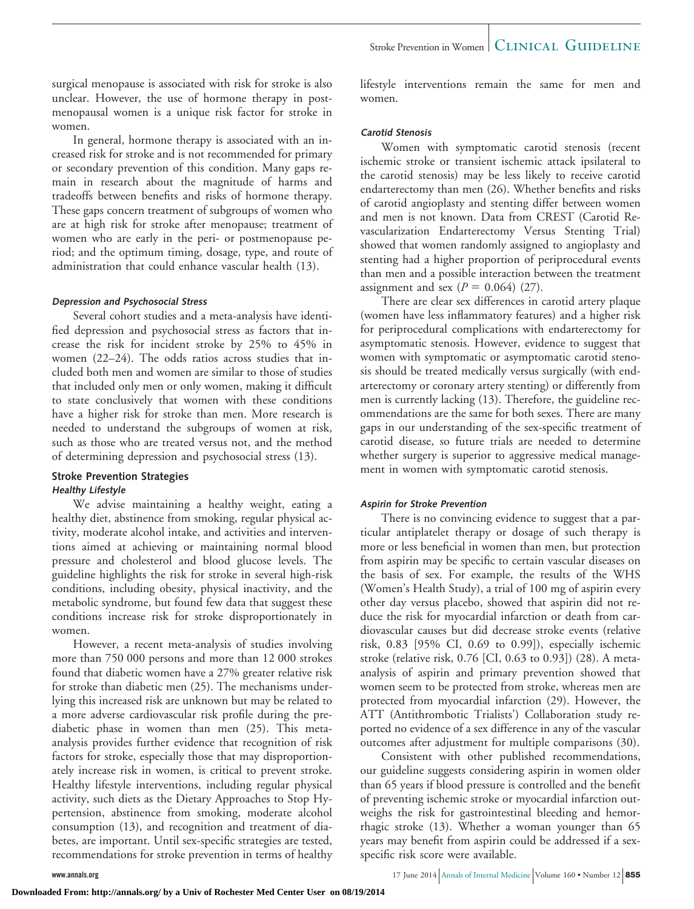surgical menopause is associated with risk for stroke is also unclear. However, the use of hormone therapy in postmenopausal women is a unique risk factor for stroke in women.

In general, hormone therapy is associated with an increased risk for stroke and is not recommended for primary or secondary prevention of this condition. Many gaps remain in research about the magnitude of harms and tradeoffs between benefits and risks of hormone therapy. These gaps concern treatment of subgroups of women who are at high risk for stroke after menopause; treatment of women who are early in the peri- or postmenopause period; and the optimum timing, dosage, type, and route of administration that could enhance vascular health (13).

#### *Depression and Psychosocial Stress*

Several cohort studies and a meta-analysis have identified depression and psychosocial stress as factors that increase the risk for incident stroke by 25% to 45% in women (22–24). The odds ratios across studies that included both men and women are similar to those of studies that included only men or only women, making it difficult to state conclusively that women with these conditions have a higher risk for stroke than men. More research is needed to understand the subgroups of women at risk, such as those who are treated versus not, and the method of determining depression and psychosocial stress (13).

### Stroke Prevention Strategies

#### *Healthy Lifestyle*

We advise maintaining a healthy weight, eating a healthy diet, abstinence from smoking, regular physical activity, moderate alcohol intake, and activities and interventions aimed at achieving or maintaining normal blood pressure and cholesterol and blood glucose levels. The guideline highlights the risk for stroke in several high-risk conditions, including obesity, physical inactivity, and the metabolic syndrome, but found few data that suggest these conditions increase risk for stroke disproportionately in women.

However, a recent meta-analysis of studies involving more than 750 000 persons and more than 12 000 strokes found that diabetic women have a 27% greater relative risk for stroke than diabetic men (25). The mechanisms underlying this increased risk are unknown but may be related to a more adverse cardiovascular risk profile during the prediabetic phase in women than men (25). This meta-analysis provides further evidence that recognition of risk factors for stroke, especially those that may disproportionately increase risk in women, is critical to prevent stroke. Healthy lifestyle interventions, including regular physical activity, such diets as the Dietary Approaches to Stop Hypertension, abstinence from smoking, moderate alcohol consumption (13), and recognition and treatment of diabetes, are important. Until sex-specific strategies are tested, recommendations for stroke prevention in terms of healthy lifestyle interventions remain the same for men and women.

#### *Carotid Stenosis*

Women with symptomatic carotid stenosis (recent ischemic stroke or transient ischemic attack ipsilateral to the carotid stenosis) may be less likely to receive carotid endarterectomy than men (26). Whether benefits and risks of carotid angioplasty and stenting differ between women and men is not known. Data from CREST (Carotid Revascularization Endarterectomy Versus Stenting Trial) showed that women randomly assigned to angioplasty and stenting had a higher proportion of periprocedural events than men and a possible interaction between the treatment assignment and sex ($P = 0.064$) (27).

There are clear sex differences in carotid artery plaque (women have less inflammatory features) and a higher risk for periprocedural complications with endarterectomy for asymptomatic stenosis. However, evidence to suggest that women with symptomatic or asymptomatic carotid stenosis should be treated medically versus surgically (with endarterectomy or coronary artery stenting) or differently from men is currently lacking (13). Therefore, the guideline recommendations are the same for both sexes. There are many gaps in our understanding of the sex-specific treatment of carotid disease, so future trials are needed to determine whether surgery is superior to aggressive medical management in women with symptomatic carotid stenosis.

#### *Aspirin for Stroke Prevention*

There is no convincing evidence to suggest that a particular antiplatelet therapy or dosage of such therapy is more or less beneficial in women than men, but protection from aspirin may be specific to certain vascular diseases on the basis of sex. For example, the results of the WHS (Women's Health Study), a trial of 100 mg of aspirin every other day versus placebo, showed that aspirin did not reduce the risk for myocardial infarction or death from cardiovascular causes but did decrease stroke events (relative risk, 0.83 [95% CI, 0.69 to 0.99]), especially ischemic stroke (relative risk, 0.76 [CI, 0.63 to 0.93]) (28). A meta-analysis of aspirin and primary prevention showed that women seem to be protected from stroke, whereas men are protected from myocardial infarction (29). However, the ATT (Antithrombotic Trialists') Collaboration study reported no evidence of a sex difference in any of the vascular outcomes after adjustment for multiple comparisons (30).

Consistent with other published recommendations, our guideline suggests considering aspirin in women older than 65 years if blood pressure is controlled and the benefit of preventing ischemic stroke or myocardial infarction outweighs the risk for gastrointestinal bleeding and hemorrhagic stroke (13). Whether a woman younger than 65 years may benefit from aspirin could be addressed if a sex-specific risk score were available.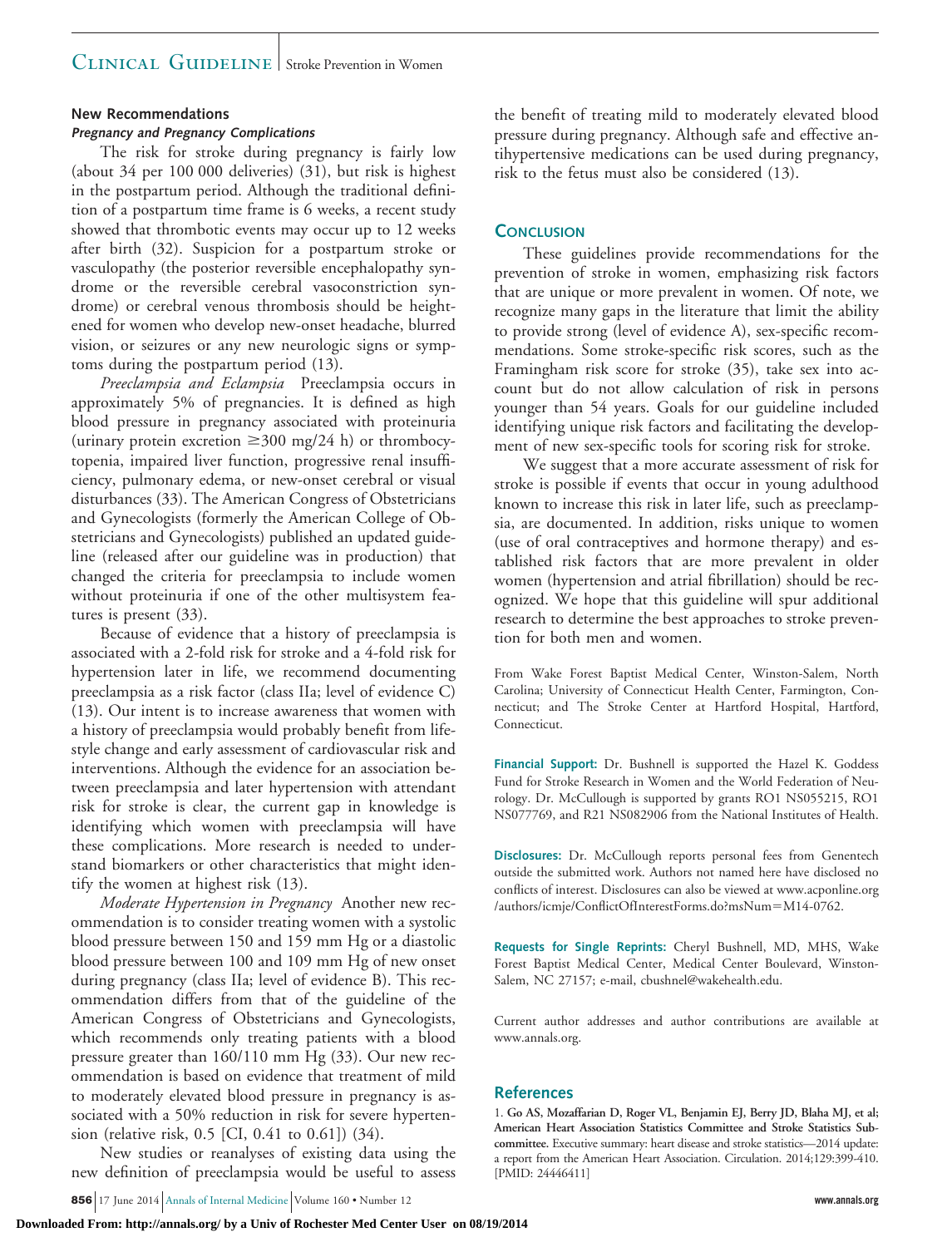## New Recommendations

### *Pregnancy and Pregnancy Complications*

The risk for stroke during pregnancy is fairly low (about 34 per 100 000 deliveries) (31), but risk is highest in the postpartum period. Although the traditional definition of a postpartum time frame is 6 weeks, a recent study showed that thrombotic events may occur up to 12 weeks after birth (32). Suspicion for a postpartum stroke or vasculopathy (the posterior reversible encephalopathy syndrome or the reversible cerebral vasoconstriction syndrome) or cerebral venous thrombosis should be heightened for women who develop new-onset headache, blurred vision, or seizures or any new neurologic signs or symptoms during the postpartum period (13).

*Preeclampsia and Eclampsia* Preeclampsia occurs in approximately 5% of pregnancies. It is defined as high blood pressure in pregnancy associated with proteinuria (urinary protein excretion ≥300 mg/24 h) or thrombocytopenia, impaired liver function, progressive renal insufficiency, pulmonary edema, or new-onset cerebral or visual disturbances (33). The American Congress of Obstetricians and Gynecologists (formerly the American College of Obstetricians and Gynecologists) published an updated guideline (released after our guideline was in production) that changed the criteria for preeclampsia to include women without proteinuria if one of the other multisystem features is present (33).

Because of evidence that a history of preeclampsia is associated with a 2-fold risk for stroke and a 4-fold risk for hypertension later in life, we recommend documenting preeclampsia as a risk factor (class IIa; level of evidence C) (13). Our intent is to increase awareness that women with a history of preeclampsia would probably benefit from lifestyle change and early assessment of cardiovascular risk and interventions. Although the evidence for an association between preeclampsia and later hypertension with attendant risk for stroke is clear, the current gap in knowledge is identifying which women with preeclampsia will have these complications. More research is needed to understand biomarkers or other characteristics that might identify the women at highest risk (13).

*Moderate Hypertension in Pregnancy* Another new recommendation is to consider treating women with a systolic blood pressure between 150 and 159 mm Hg or a diastolic blood pressure between 100 and 109 mm Hg of new onset during pregnancy (class IIa; level of evidence B). This recommendation differs from that of the guideline of the American Congress of Obstetricians and Gynecologists, which recommends only treating patients with a blood pressure greater than 160/110 mm Hg (33). Our new recommendation is based on evidence that treatment of mild to moderately elevated blood pressure in pregnancy is associated with a 50% reduction in risk for severe hypertension (relative risk, 0.5 [CI, 0.41 to 0.61]) (34).

New studies or reanalyses of existing data using the new definition of preeclampsia would be useful to assess the benefit of treating mild to moderately elevated blood pressure during pregnancy. Although safe and effective antihypertensive medications can be used during pregnancy, risk to the fetus must also be considered (13).

## Conclusion

These guidelines provide recommendations for the prevention of stroke in women, emphasizing risk factors that are unique or more prevalent in women. Of note, we recognize many gaps in the literature that limit the ability to provide strong (level of evidence A), sex-specific recommendations. Some stroke-specific risk scores, such as the Framingham risk score for stroke (35), take sex into account but do not allow calculation of risk in persons younger than 54 years. Goals for our guideline included identifying unique risk factors and facilitating the development of new sex-specific tools for scoring risk for stroke.

We suggest that a more accurate assessment of risk for stroke is possible if events that occur in young adulthood known to increase this risk in later life, such as preeclampsia, are documented. In addition, risks unique to women (use of oral contraceptives and hormone therapy) and established risk factors that are more prevalent in older women (hypertension and atrial fibrillation) should be recognized. We hope that this guideline will spur additional research to determine the best approaches to stroke prevention for both men and women.

From Wake Forest Baptist Medical Center, Winston-Salem, North Carolina; University of Connecticut Health Center, Farmington, Connecticut; and The Stroke Center at Hartford Hospital, Hartford, Connecticut.

**Financial Support:** Dr. Bushnell is supported the Hazel K. Goddess Fund for Stroke Research in Women and the World Federation of Neurology. Dr. McCullough is supported by grants RO1 NS055215, RO1 NS077769, and R21 NS082906 from the National Institutes of Health.

**Disclosures:** Dr. McCullough reports personal fees from Genentech outside the submitted work. Authors not named here have disclosed no conflicts of interest. Disclosures can also be viewed at www.acponline.org/authors/icmje/ConflictOfInterestForms.do?msNum=M14-0762.

**Requests for Single Reprints:** Cheryl Bushnell, MD, MHS, Wake Forest Baptist Medical Center, Medical Center Boulevard, Winston-Salem, NC 27157; e-mail, cbushnel@wakehealth.edu.

Current author addresses and author contributions are available at www.annals.org.

## References

1. **Go AS, Mozaffarian D, Roger VL, Benjamin EJ, Berry JD, Blaha MJ, et al; American Heart Association Statistics Committee and Stroke Statistics Subcommittee.** Executive summary: heart disease and stroke statistics—2014 update: a report from the American Heart Association. Circulation. 2014;129:399-410. [PMID: 24446411]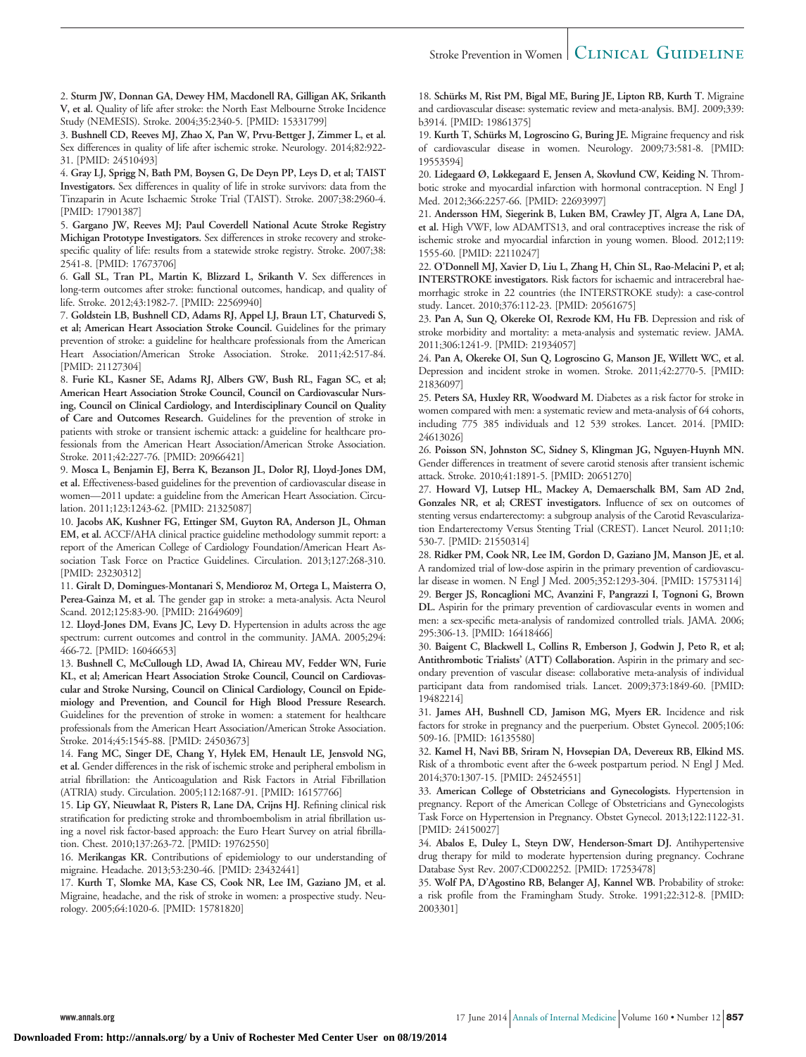2. **Sturm JW, Donnan GA, Dewey HM, Macdonell RA, Gilligan AK, Srikanth V, et al.** Quality of life after stroke: the North East Melbourne Stroke Incidence Study (NEMESIS). Stroke. 2004;35:2340-5. [PMID: 15331799]

3. **Bushnell CD, Reeves MJ, Zhao X, Pan W, Prvu-Bettger J, Zimmer L, et al.** Sex differences in quality of life after ischemic stroke. Neurology. 2014;82:922-31. [PMID: 24510493]

4. **Gray LJ, Sprigg N, Bath PM, Boysen G, De Deyn PP, Leys D, et al; TAIST Investigators.** Sex differences in quality of life in stroke survivors: data from the Tinzaparin in Acute Ischaemic Stroke Trial (TAIST). Stroke. 2007;38:2960-4. [PMID: 17901387]

5. **Gargano JW, Reeves MJ; Paul Coverdell National Acute Stroke Registry Michigan Prototype Investigators.** Sex differences in stroke recovery and stroke-specific quality of life: results from a statewide stroke registry. Stroke. 2007;38: 2541-8. [PMID: 17673706]

6. **Gall SL, Tran PL, Martin K, Blizzard L, Srikanth V.** Sex differences in long-term outcomes after stroke: functional outcomes, handicap, and quality of life. Stroke. 2012;43:1982-7. [PMID: 22569940]

7. **Goldstein LB, Bushnell CD, Adams RJ, Appel LJ, Braun LT, Chaturvedi S, et al; American Heart Association Stroke Council.** Guidelines for the primary prevention of stroke: a guideline for healthcare professionals from the American Heart Association/American Stroke Association. Stroke. 2011;42:517-84. [PMID: 21127304]

8. **Furie KL, Kasner SE, Adams RJ, Albers GW, Bush RL, Fagan SC, et al; American Heart Association Stroke Council, Council on Cardiovascular Nursing, Council on Clinical Cardiology, and Interdisciplinary Council on Quality of Care and Outcomes Research.** Guidelines for the prevention of stroke in patients with stroke or transient ischemic attack: a guideline for healthcare professionals from the American Heart Association/American Stroke Association. Stroke. 2011;42:227-76. [PMID: 20966421]

9. **Mosca L, Benjamin EJ, Berra K, Bezanson JL, Dolor RJ, Lloyd-Jones DM, et al.** Effectiveness-based guidelines for the prevention of cardiovascular disease in women—2011 update: a guideline from the American Heart Association. Circulation. 2011;123:1243-62. [PMID: 21325087]

10. **Jacobs AK, Kushner FG, Ettinger SM, Guyton RA, Anderson JL, Ohman EM, et al.** ACCF/AHA clinical practice guideline methodology summit report: a report of the American College of Cardiology Foundation/American Heart Association Task Force on Practice Guidelines. Circulation. 2013;127:268-310. [PMID: 23230312]

11. **Giralt D, Domingues-Montanari S, Mendioroz M, Ortega L, Maisterra O, Perea-Gainza M, et al.** The gender gap in stroke: a meta-analysis. Acta Neurol Scand. 2012;125:83-90. [PMID: 21649609]

12. **Lloyd-Jones DM, Evans JC, Levy D.** Hypertension in adults across the age spectrum: current outcomes and control in the community. JAMA. 2005;294: 466-72. [PMID: 16046653]

13. **Bushnell C, McCullough LD, Awad IA, Chireau MV, Fedder WN, Furie KL, et al; American Heart Association Stroke Council, Council on Cardiovascular and Stroke Nursing, Council on Clinical Cardiology, Council on Epidemiology and Prevention, and Council for High Blood Pressure Research.** Guidelines for the prevention of stroke in women: a statement for healthcare professionals from the American Heart Association/American Stroke Association. Stroke. 2014;45:1545-88. [PMID: 24503673]

14. **Fang MC, Singer DE, Chang Y, Hylek EM, Henault LE, Jensvold NG, et al.** Gender differences in the risk of ischemic stroke and peripheral embolism in atrial fibrillation: the Anticoagulation and Risk Factors in Atrial Fibrillation (ATRIA) study. Circulation. 2005;112:1687-91. [PMID: 16157766]

15. **Lip GY, Nieuwlaat R, Pisters R, Lane DA, Crijns HJ.** Refining clinical risk stratification for predicting stroke and thromboembolism in atrial fibrillation using a novel risk factor-based approach: the Euro Heart Survey on atrial fibrillation. Chest. 2010;137:263-72. [PMID: 19762550]

16. **Merikangas KR.** Contributions of epidemiology to our understanding of migraine. Headache. 2013;53:230-46. [PMID: 23432441]

17. **Kurth T, Slomke MA, Kase CS, Cook NR, Lee IM, Gaziano JM, et al.** Migraine, headache, and the risk of stroke in women: a prospective study. Neurology. 2005;64:1020-6. [PMID: 15781820]

18. **Schürks M, Rist PM, Bigal ME, Buring JE, Lipton RB, Kurth T.** Migraine and cardiovascular disease: systematic review and meta-analysis. BMJ. 2009;339: b3914. [PMID: 19861375]

19. **Kurth T, Schürks M, Logroscino G, Buring JE.** Migraine frequency and risk of cardiovascular disease in women. Neurology. 2009;73:581-8. [PMID: 19553594]

20. **Lidegaard Ø, Løkkegaard E, Jensen A, Skovlund CW, Keiding N.** Thrombotic stroke and myocardial infarction with hormonal contraception. N Engl J Med. 2012;366:2257-66. [PMID: 22693997]

21. **Andersson HM, Siegerink B, Luken BM, Crawley JT, Algra A, Lane DA, et al.** High VWF, low ADAMTS13, and oral contraceptives increase the risk of ischemic stroke and myocardial infarction in young women. Blood. 2012;119: 1555-60. [PMID: 22110247]

22. **O'Donnell MJ, Xavier D, Liu L, Zhang H, Chin SL, Rao-Melacini P, et al; INTERSTROKE investigators.** Risk factors for ischaemic and intracerebral haemorrhagic stroke in 22 countries (the INTERSTROKE study): a case-control study. Lancet. 2010;376:112-23. [PMID: 20561675]

23. **Pan A, Sun Q, Okereke OI, Rexrode KM, Hu FB.** Depression and risk of stroke morbidity and mortality: a meta-analysis and systematic review. JAMA. 2011;306:1241-9. [PMID: 21934057]

24. **Pan A, Okereke OI, Sun Q, Logroscino G, Manson JE, Willett WC, et al.** Depression and incident stroke in women. Stroke. 2011;42:2770-5. [PMID: 21836097]

25. **Peters SA, Huxley RR, Woodward M.** Diabetes as a risk factor for stroke in women compared with men: a systematic review and meta-analysis of 64 cohorts, including 775 385 individuals and 12 539 strokes. Lancet. 2014. [PMID: 24613026]

26. **Poisson SN, Johnston SC, Sidney S, Klingman JG, Nguyen-Huynh MN.** Gender differences in treatment of severe carotid stenosis after transient ischemic attack. Stroke. 2010;41:1891-5. [PMID: 20651270]

27. **Howard VJ, Lutsep HL, Mackey A, Demaerschalk BM, Sam AD 2nd, Gonzales NR, et al; CREST investigators.** Influence of sex on outcomes of stenting versus endarterectomy: a subgroup analysis of the Carotid Revascularization Endarterectomy Versus Stenting Trial (CREST). Lancet Neurol. 2011;10: 530-7. [PMID: 21550314]

28. **Ridker PM, Cook NR, Lee IM, Gordon D, Gaziano JM, Manson JE, et al.** A randomized trial of low-dose aspirin in the primary prevention of cardiovascular disease in women. N Engl J Med. 2005;352:1293-304. [PMID: 15753114]

29. **Berger JS, Roncaglioni MC, Avanzini F, Pangrazzi I, Tognoni G, Brown DL.** Aspirin for the primary prevention of cardiovascular events in women and men: a sex-specific meta-analysis of randomized controlled trials. JAMA. 2006; 295:306-13. [PMID: 16418466]

30. **Baigent C, Blackwell L, Collins R, Emberson J, Godwin J, Peto R, et al; Antithrombotic Trialists' (ATT) Collaboration.** Aspirin in the primary and secondary prevention of vascular disease: collaborative meta-analysis of individual participant data from randomised trials. Lancet. 2009;373:1849-60. [PMID: 19482214]

31. **James AH, Bushnell CD, Jamison MG, Myers ER.** Incidence and risk factors for stroke in pregnancy and the puerperium. Obstet Gynecol. 2005;106: 509-16. [PMID: 16135580]

32. **Kamel H, Navi BB, Sriram N, Hovsepian DA, Devereux RB, Elkind MS.** Risk of a thrombotic event after the 6-week postpartum period. N Engl J Med. 2014;370:1307-15. [PMID: 24524551]

33. **American College of Obstetricians and Gynecologists.** Hypertension in pregnancy. Report of the American College of Obstetricians and Gynecologists Task Force on Hypertension in Pregnancy. Obstet Gynecol. 2013;122:1122-31. [PMID: 24150027]

34. **Abalos E, Duley L, Steyn DW, Henderson-Smart DJ.** Antihypertensive drug therapy for mild to moderate hypertension during pregnancy. Cochrane Database Syst Rev. 2007:CD002252. [PMID: 17253478]

35. **Wolf PA, D'Agostino RB, Belanger AJ, Kannel WB.** Probability of stroke: a risk profile from the Framingham Study. Stroke. 1991;22:312-8. [PMID: 2003301]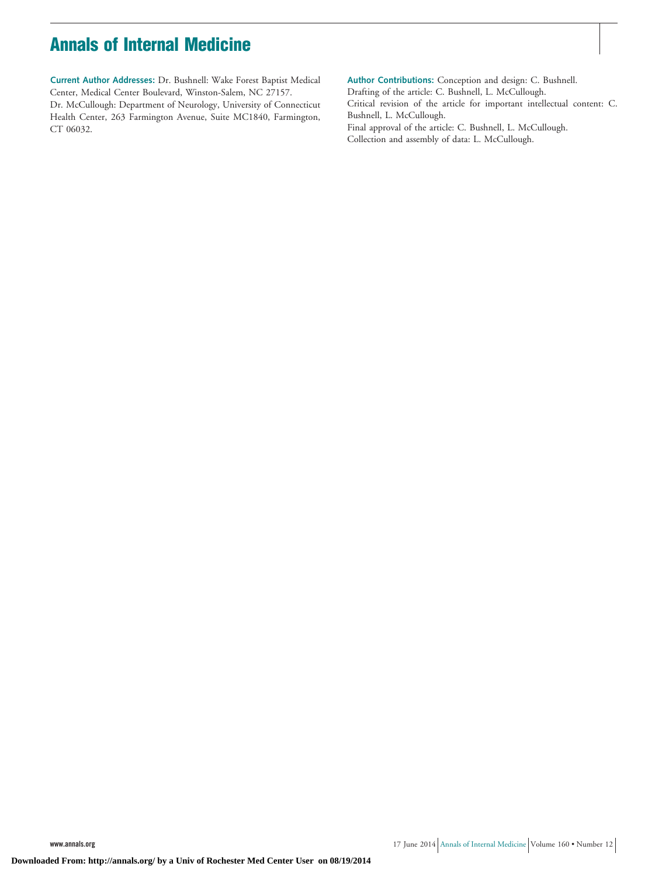**Current Author Addresses:** Dr. Bushnell: Wake Forest Baptist Medical Center, Medical Center Boulevard, Winston-Salem, NC 27157.
Dr. McCullough: Department of Neurology, University of Connecticut Health Center, 263 Farmington Avenue, Suite MC1840, Farmington, CT 06032.

**Author Contributions:** Conception and design: C. Bushnell.
Drafting of the article: C. Bushnell, L. McCullough.
Critical revision of the article for important intellectual content: C. Bushnell, L. McCullough.
Final approval of the article: C. Bushnell, L. McCullough.
Collection and assembly of data: L. McCullough.